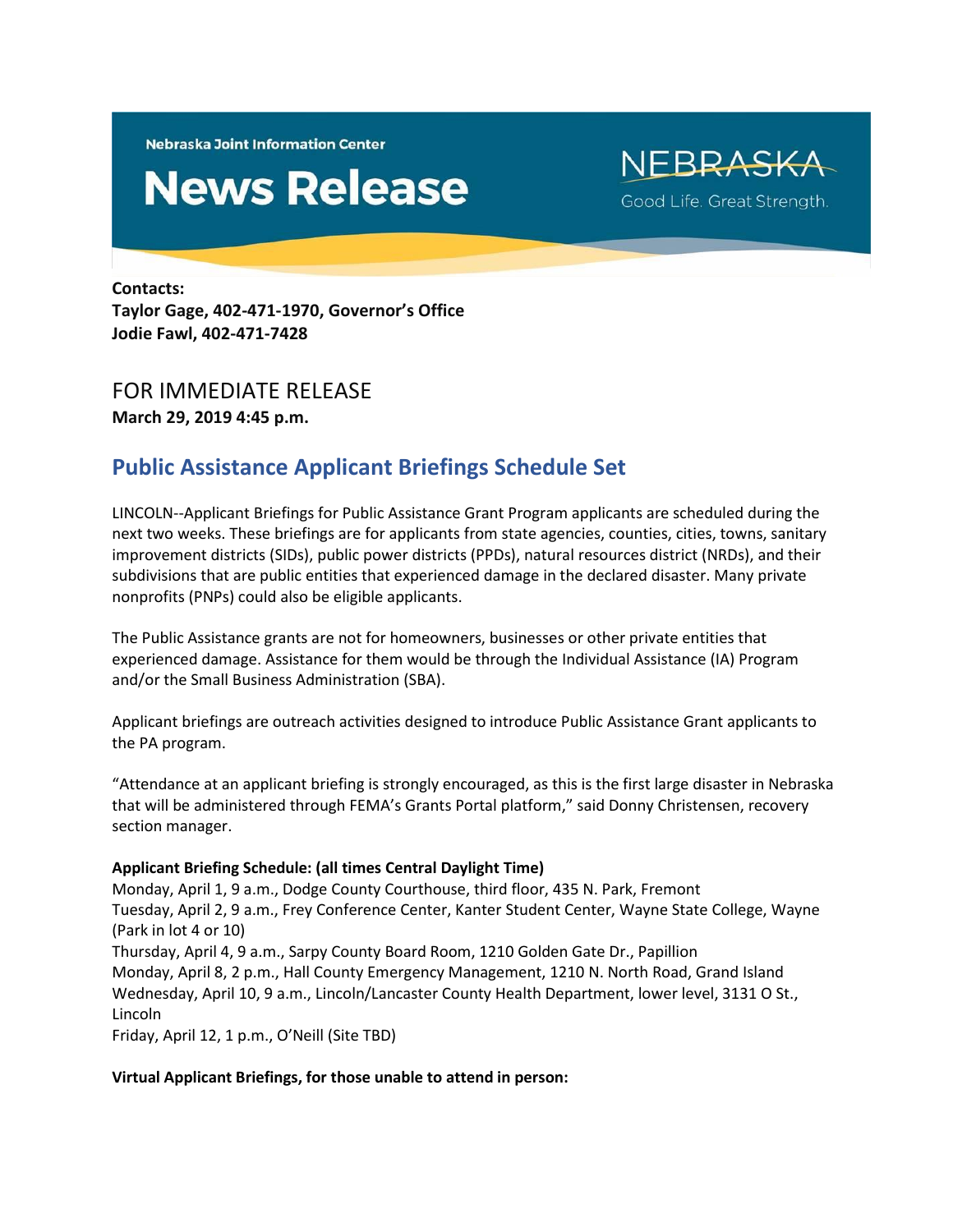Nebraska Joint Information Center

# News Release

NEBRASKA
Good Life. Great Strength.

**Contacts:**
**Taylor Gage, 402-471-1970, Governor's Office**
**Jodie Fawl, 402-471-7428**

FOR IMMEDIATE RELEASE
**March 29, 2019 4:45 p.m.**

## Public Assistance Applicant Briefings Schedule Set

LINCOLN--Applicant Briefings for Public Assistance Grant Program applicants are scheduled during the next two weeks. These briefings are for applicants from state agencies, counties, cities, towns, sanitary improvement districts (SIDs), public power districts (PPDs), natural resources district (NRDs), and their subdivisions that are public entities that experienced damage in the declared disaster. Many private nonprofits (PNPs) could also be eligible applicants.

The Public Assistance grants are not for homeowners, businesses or other private entities that experienced damage. Assistance for them would be through the Individual Assistance (IA) Program and/or the Small Business Administration (SBA).

Applicant briefings are outreach activities designed to introduce Public Assistance Grant applicants to the PA program.

"Attendance at an applicant briefing is strongly encouraged, as this is the first large disaster in Nebraska that will be administered through FEMA's Grants Portal platform," said Donny Christensen, recovery section manager.

**Applicant Briefing Schedule: (all times Central Daylight Time)**
Monday, April 1, 9 a.m., Dodge County Courthouse, third floor, 435 N. Park, Fremont
Tuesday, April 2, 9 a.m., Frey Conference Center, Kanter Student Center, Wayne State College, Wayne (Park in lot 4 or 10)
Thursday, April 4, 9 a.m., Sarpy County Board Room, 1210 Golden Gate Dr., Papillion
Monday, April 8, 2 p.m., Hall County Emergency Management, 1210 N. North Road, Grand Island
Wednesday, April 10, 9 a.m., Lincoln/Lancaster County Health Department, lower level, 3131 O St., Lincoln
Friday, April 12, 1 p.m., O'Neill (Site TBD)

**Virtual Applicant Briefings, for those unable to attend in person:**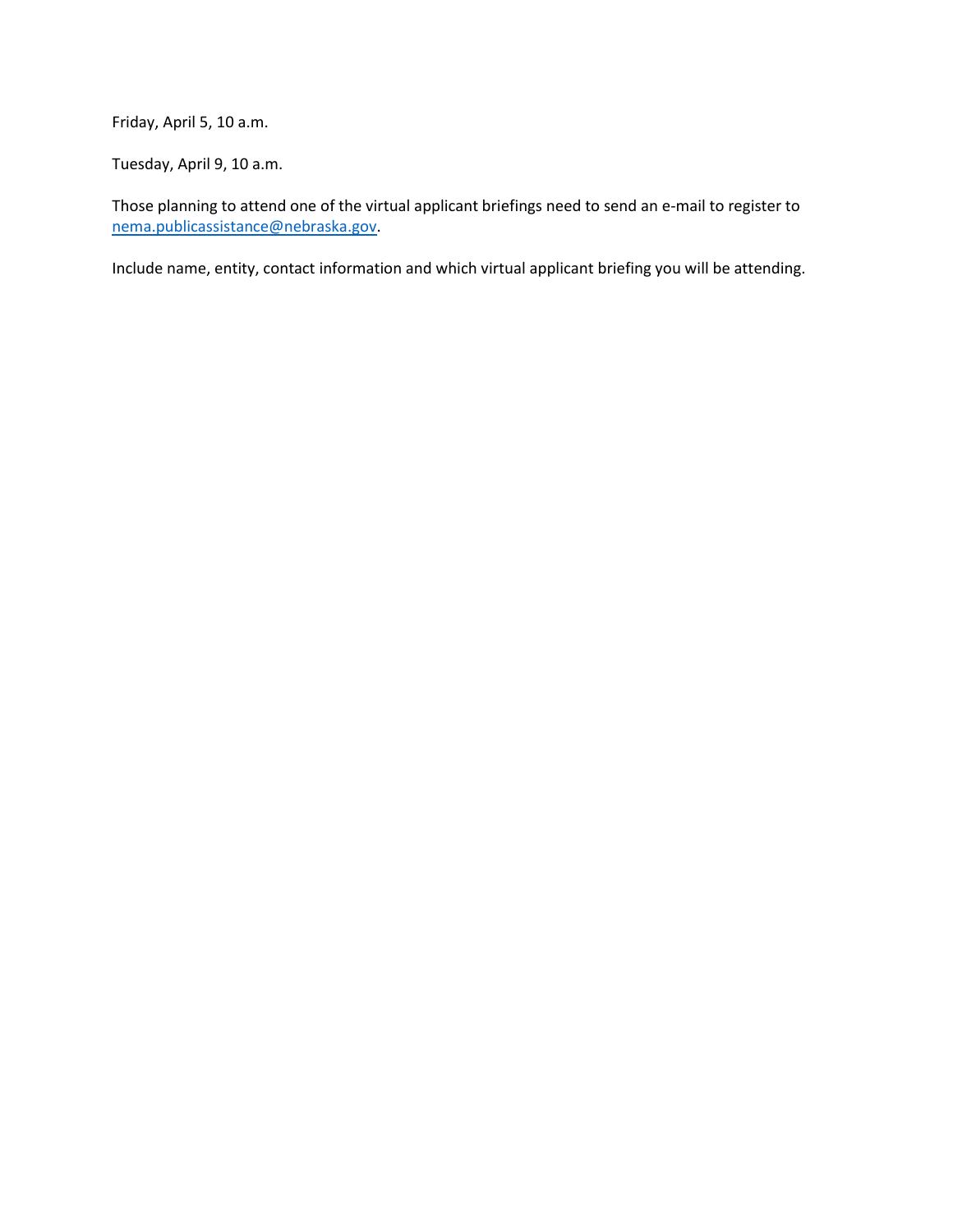Friday, April 5, 10 a.m.

Tuesday, April 9, 10 a.m.

Those planning to attend one of the virtual applicant briefings need to send an e-mail to register to nema.publicassistance@nebraska.gov.

Include name, entity, contact information and which virtual applicant briefing you will be attending.